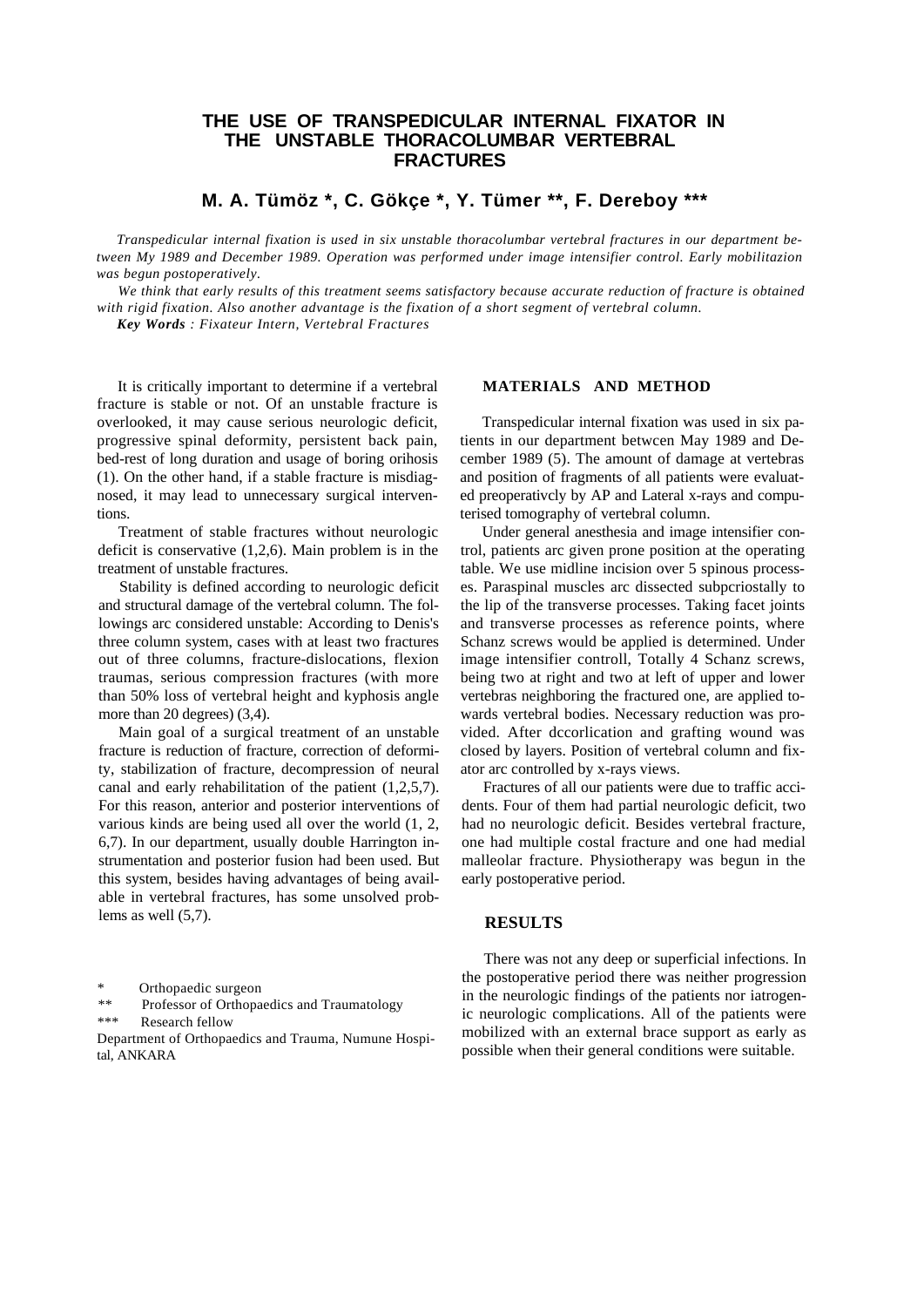# THE USE OF TRANSPEDICULAR INTERNAL FIXATOR IN THE UNSTABLE THORACOLUMBAR VERTEBRAL FRACTURES

**M. A. Tümöz \*, C. Gökçe \*, Y. Tümer \*\*, F. Dereboy \*\*\***

*Transpedicular internal fixation is used in six unstable thoracolumbar vertebral fractures in our department between My 1989 and December 1989. Operation was performed under image intensifier control. Early mobilitazion was begun postoperatively.*

*We think that early results of this treatment seems satisfactory because accurate reduction of fracture is obtained with rigid fixation. Also another advantage is the fixation of a short segment of vertebral column.*

***Key Words** : Fixateur Intern, Vertebral Fractures*

It is critically important to determine if a vertebral fracture is stable or not. Of an unstable fracture is overlooked, it may cause serious neurologic deficit, progressive spinal deformity, persistent back pain, bed-rest of long duration and usage of boring orihosis (1). On the other hand, if a stable fracture is misdiagnosed, it may lead to unnecessary surgical interventions.

Treatment of stable fractures without neurologic deficit is conservative (1,2,6). Main problem is in the treatment of unstable fractures.

Stability is defined according to neurologic deficit and structural damage of the vertebral column. The followings arc considered unstable: According to Denis's three column system, cases with at least two fractures out of three columns, fracture-dislocations, flexion traumas, serious compression fractures (with more than 50% loss of vertebral height and kyphosis angle more than 20 degrees) (3,4).

Main goal of a surgical treatment of an unstable fracture is reduction of fracture, correction of deformity, stabilization of fracture, decompression of neural canal and early rehabilitation of the patient (1,2,5,7). For this reason, anterior and posterior interventions of various kinds are being used all over the world (1, 2, 6,7). In our department, usually double Harrington instrumentation and posterior fusion had been used. But this system, besides having advantages of being available in vertebral fractures, has some unsolved problems as well (5,7).

\* Orthopaedic surgeon

\*\* Professor of Orthopaedics and Traumatology

\*\*\* Research fellow

Department of Orthopaedics and Trauma, Numune Hospital, ANKARA

## MATERIALS AND METHOD

Transpedicular internal fixation was used in six patients in our department betwcen May 1989 and December 1989 (5). The amount of damage at vertebras and position of fragments of all patients were evaluated preoperativcly by AP and Lateral x-rays and computerised tomography of vertebral column.

Under general anesthesia and image intensifier control, patients arc given prone position at the operating table. We use midline incision over 5 spinous processes. Paraspinal muscles arc dissected subpcriostally to the lip of the transverse processes. Taking facet joints and transverse processes as reference points, where Schanz screws would be applied is determined. Under image intensifier controll, Totally 4 Schanz screws, being two at right and two at left of upper and lower vertebras neighboring the fractured one, are applied towards vertebral bodies. Necessary reduction was provided. After dccorlication and grafting wound was closed by layers. Position of vertebral column and fixator arc controlled by x-rays views.

Fractures of all our patients were due to traffic accidents. Four of them had partial neurologic deficit, two had no neurologic deficit. Besides vertebral fracture, one had multiple costal fracture and one had medial malleolar fracture. Physiotherapy was begun in the early postoperative period.

## RESULTS

There was not any deep or superficial infections. In the postoperative period there was neither progression in the neurologic findings of the patients nor iatrogenic neurologic complications. All of the patients were mobilized with an external brace support as early as possible when their general conditions were suitable.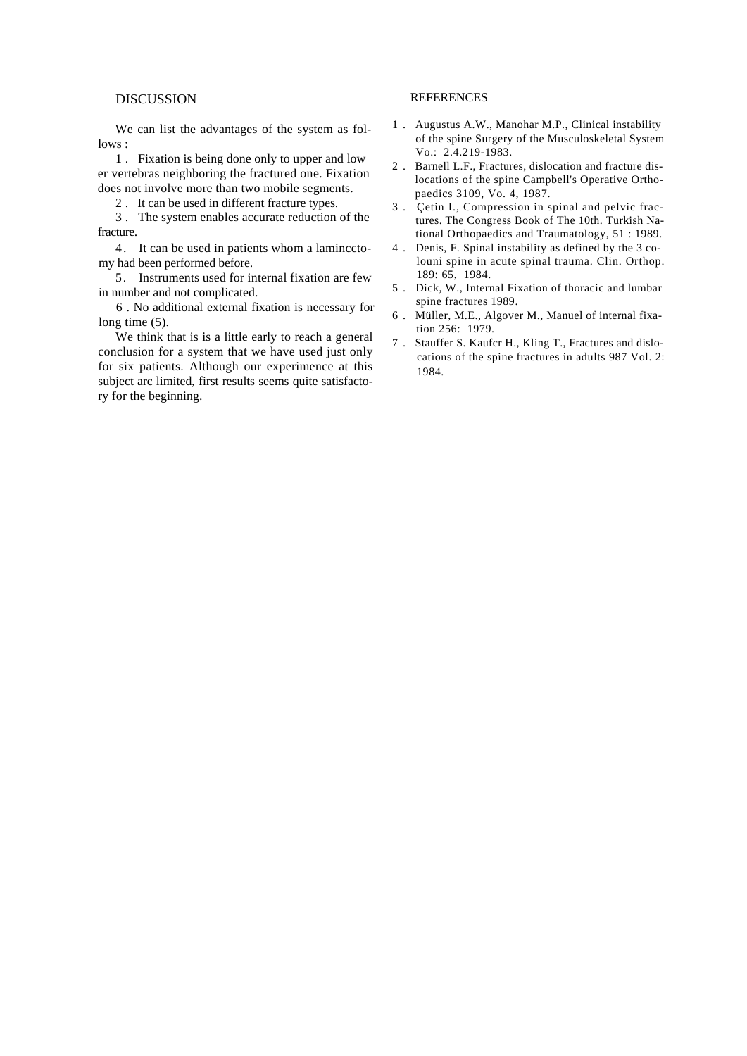## DISCUSSION

We can list the advantages of the system as follows :

1. Fixation is being done only to upper and lower vertebras neighboring the fractured one. Fixation does not involve more than two mobile segments.
2. It can be used in different fracture types.
3. The system enables accurate reduction of the fracture.
4. It can be used in patients whom a laminectomy had been performed before.
5. Instruments used for internal fixation are few in number and not complicated.
6. No additional external fixation is necessary for long time (5).

We think that is is a little early to reach a general conclusion for a system that we have used just only for six patients. Although our experimence at this subject arc limited, first results seems quite satisfactory for the beginning.

## REFERENCES

1. Augustus A.W., Manohar M.P., Clinical instability of the spine Surgery of the Musculoskeletal System Vo.: 2.4.219-1983.
2. Barnell L.F., Fractures, dislocation and fracture dislocations of the spine Campbell's Operative Orthopaedics 3109, Vo. 4, 1987.
3. Çetin I., Compression in spinal and pelvic fractures. The Congress Book of The 10th. Turkish National Orthopaedics and Traumatology, 51 : 1989.
4. Denis, F. Spinal instability as defined by the 3 colouni spine in acute spinal trauma. Clin. Orthop. 189: 65, 1984.
5. Dick, W., Internal Fixation of thoracic and lumbar spine fractures 1989.
6. Müller, M.E., Algover M., Manuel of internal fixation 256: 1979.
7. Stauffer S. Kaufcr H., Kling T., Fractures and dislocations of the spine fractures in adults 987 Vol. 2: 1984.